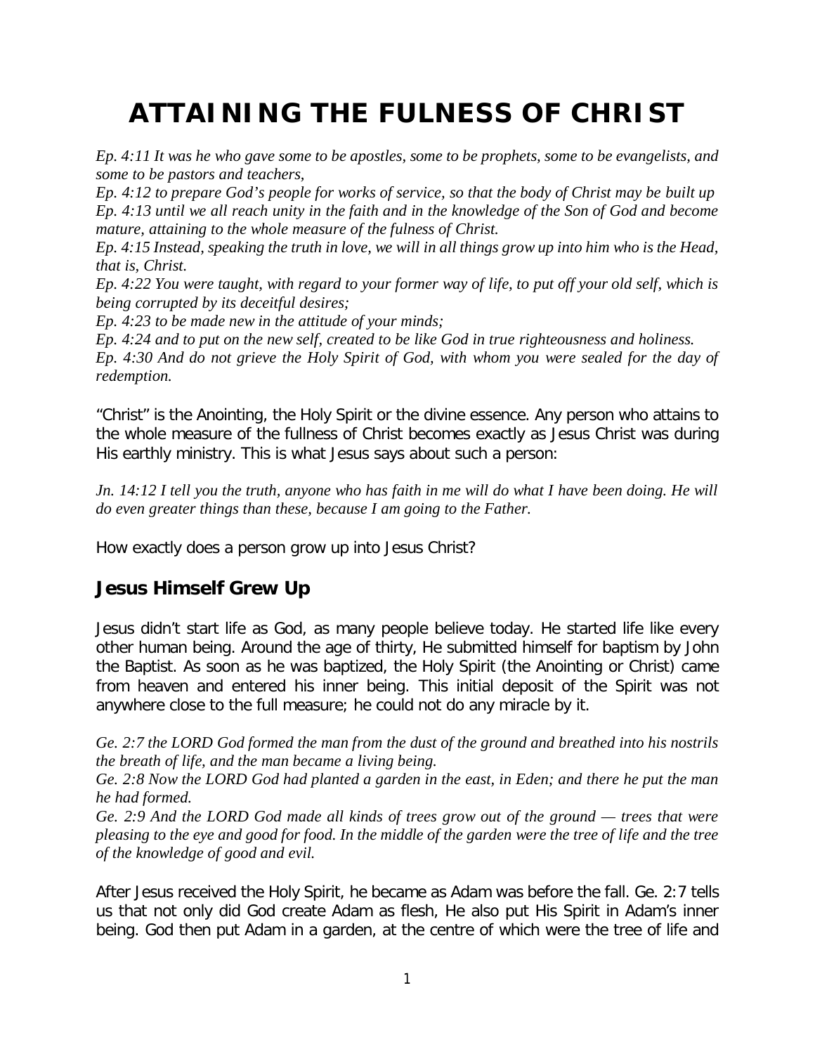# ATTAINING THE FULNESS OF CHRIST

*Ep. 4:11 It was he who gave some to be apostles, some to be prophets, some to be evangelists, and some to be pastors and teachers,*
*Ep. 4:12 to prepare God's people for works of service, so that the body of Christ may be built up*
*Ep. 4:13 until we all reach unity in the faith and in the knowledge of the Son of God and become mature, attaining to the whole measure of the fulness of Christ.*
*Ep. 4:15 Instead, speaking the truth in love, we will in all things grow up into him who is the Head, that is, Christ.*
*Ep. 4:22 You were taught, with regard to your former way of life, to put off your old self, which is being corrupted by its deceitful desires;*
*Ep. 4:23 to be made new in the attitude of your minds;*
*Ep. 4:24 and to put on the new self, created to be like God in true righteousness and holiness.*
*Ep. 4:30 And do not grieve the Holy Spirit of God, with whom you were sealed for the day of redemption.*

"Christ" is the Anointing, the Holy Spirit or the divine essence. Any person who attains to the whole measure of the fullness of Christ becomes exactly as Jesus Christ was during His earthly ministry. This is what Jesus says about such a person:

*Jn. 14:12 I tell you the truth, anyone who has faith in me will do what I have been doing. He will do even greater things than these, because I am going to the Father.*

How exactly does a person grow up into Jesus Christ?

## Jesus Himself Grew Up

Jesus didn't start life as God, as many people believe today. He started life like every other human being. Around the age of thirty, He submitted himself for baptism by John the Baptist. As soon as he was baptized, the Holy Spirit (the Anointing or Christ) came from heaven and entered his inner being. This initial deposit of the Spirit was not anywhere close to the full measure; he could not do any miracle by it.

*Ge. 2:7 the LORD God formed the man from the dust of the ground and breathed into his nostrils the breath of life, and the man became a living being.*
*Ge. 2:8 Now the LORD God had planted a garden in the east, in Eden; and there he put the man he had formed.*
*Ge. 2:9 And the LORD God made all kinds of trees grow out of the ground — trees that were pleasing to the eye and good for food. In the middle of the garden were the tree of life and the tree of the knowledge of good and evil.*

After Jesus received the Holy Spirit, he became as Adam was before the fall. Ge. 2:7 tells us that not only did God create Adam as flesh, He also put His Spirit in Adam's inner being. God then put Adam in a garden, at the centre of which were the tree of life and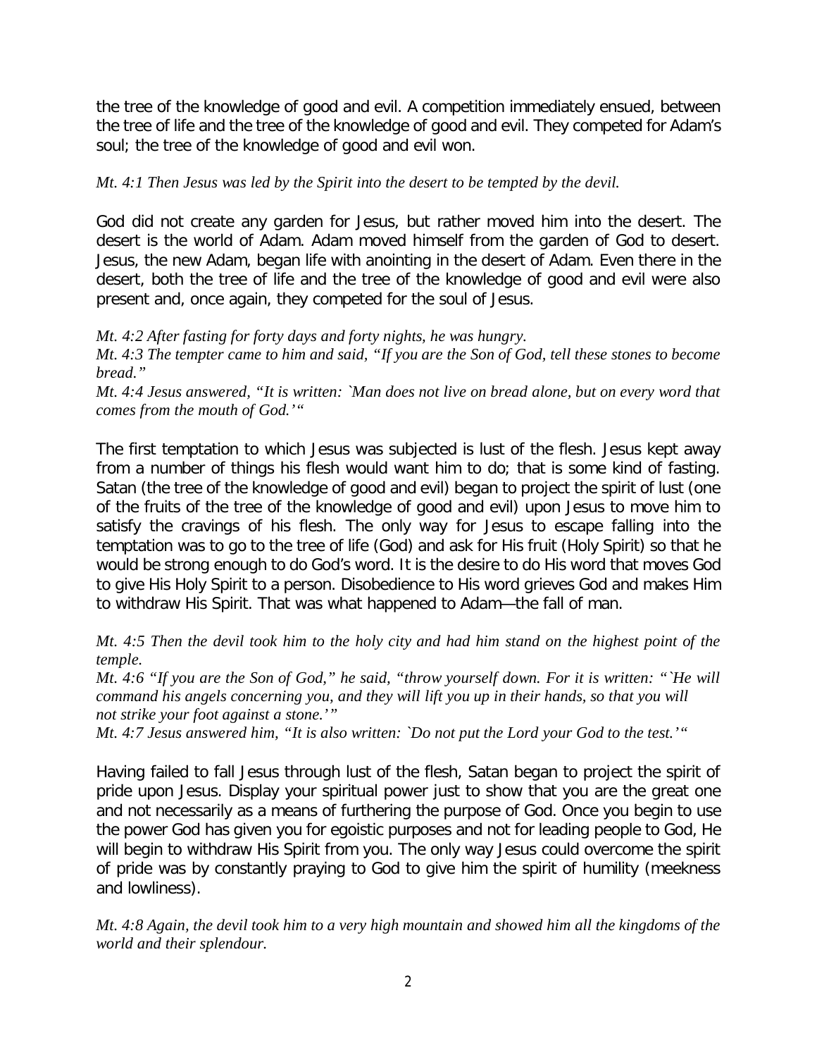the tree of the knowledge of good and evil. A competition immediately ensued, between the tree of life and the tree of the knowledge of good and evil. They competed for Adam's soul; the tree of the knowledge of good and evil won.

*Mt. 4:1 Then Jesus was led by the Spirit into the desert to be tempted by the devil.*

God did not create any garden for Jesus, but rather moved him into the desert. The desert is the world of Adam. Adam moved himself from the garden of God to desert. Jesus, the new Adam, began life with anointing in the desert of Adam. Even there in the desert, both the tree of life and the tree of the knowledge of good and evil were also present and, once again, they competed for the soul of Jesus.

*Mt. 4:2 After fasting for forty days and forty nights, he was hungry.*
*Mt. 4:3 The tempter came to him and said, "If you are the Son of God, tell these stones to become bread."*
*Mt. 4:4 Jesus answered, "It is written: `Man does not live on bread alone, but on every word that comes from the mouth of God.'"*

The first temptation to which Jesus was subjected is lust of the flesh. Jesus kept away from a number of things his flesh would want him to do; that is some kind of fasting. Satan (the tree of the knowledge of good and evil) began to project the spirit of lust (one of the fruits of the tree of the knowledge of good and evil) upon Jesus to move him to satisfy the cravings of his flesh. The only way for Jesus to escape falling into the temptation was to go to the tree of life (God) and ask for His fruit (Holy Spirit) so that he would be strong enough to do God's word. It is the desire to do His word that moves God to give His Holy Spirit to a person. Disobedience to His word grieves God and makes Him to withdraw His Spirit. That was what happened to Adam—the fall of man.

*Mt. 4:5 Then the devil took him to the holy city and had him stand on the highest point of the temple.*
*Mt. 4:6 "If you are the Son of God," he said, "throw yourself down. For it is written: "`He will command his angels concerning you, and they will lift you up in their hands, so that you will not strike your foot against a stone.'"*
*Mt. 4:7 Jesus answered him, "It is also written: `Do not put the Lord your God to the test.'"*

Having failed to fall Jesus through lust of the flesh, Satan began to project the spirit of pride upon Jesus. Display your spiritual power just to show that you are the great one and not necessarily as a means of furthering the purpose of God. Once you begin to use the power God has given you for egoistic purposes and not for leading people to God, He will begin to withdraw His Spirit from you. The only way Jesus could overcome the spirit of pride was by constantly praying to God to give him the spirit of humility (meekness and lowliness).

*Mt. 4:8 Again, the devil took him to a very high mountain and showed him all the kingdoms of the world and their splendour.*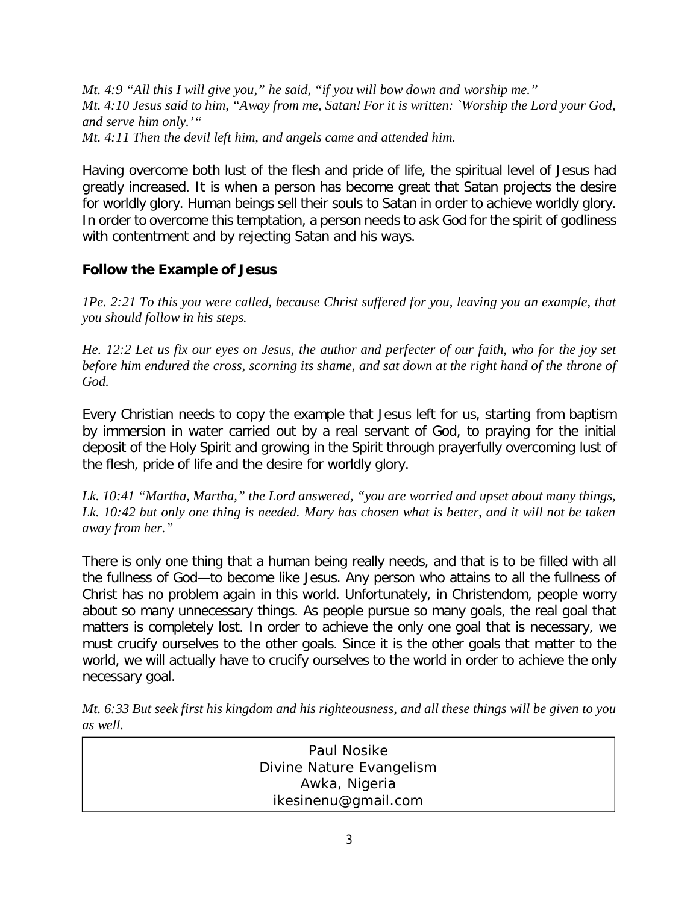*Mt. 4:9 “All this I will give you,” he said, “if you will bow down and worship me.”*
*Mt. 4:10 Jesus said to him, “Away from me, Satan! For it is written: `Worship the Lord your God, and serve him only.’“*
*Mt. 4:11 Then the devil left him, and angels came and attended him.*

Having overcome both lust of the flesh and pride of life, the spiritual level of Jesus had greatly increased. It is when a person has become great that Satan projects the desire for worldly glory. Human beings sell their souls to Satan in order to achieve worldly glory. In order to overcome this temptation, a person needs to ask God for the spirit of godliness with contentment and by rejecting Satan and his ways.

## Follow the Example of Jesus

*1Pe. 2:21 To this you were called, because Christ suffered for you, leaving you an example, that you should follow in his steps.*

*He. 12:2 Let us fix our eyes on Jesus, the author and perfecter of our faith, who for the joy set before him endured the cross, scorning its shame, and sat down at the right hand of the throne of God.*

Every Christian needs to copy the example that Jesus left for us, starting from baptism by immersion in water carried out by a real servant of God, to praying for the initial deposit of the Holy Spirit and growing in the Spirit through prayerfully overcoming lust of the flesh, pride of life and the desire for worldly glory.

*Lk. 10:41 “Martha, Martha,” the Lord answered, “you are worried and upset about many things,*
*Lk. 10:42 but only one thing is needed. Mary has chosen what is better, and it will not be taken away from her.”*

There is only one thing that a human being really needs, and that is to be filled with all the fullness of God—to become like Jesus. Any person who attains to all the fullness of Christ has no problem again in this world. Unfortunately, in Christendom, people worry about so many unnecessary things. As people pursue so many goals, the real goal that matters is completely lost. In order to achieve the only one goal that is necessary, we must crucify ourselves to the other goals. Since it is the other goals that matter to the world, we will actually have to crucify ourselves to the world in order to achieve the only necessary goal.

*Mt. 6:33 But seek first his kingdom and his righteousness, and all these things will be given to you as well.*

Paul Nosike
Divine Nature Evangelism
Awka, Nigeria
ikesinenu@gmail.com